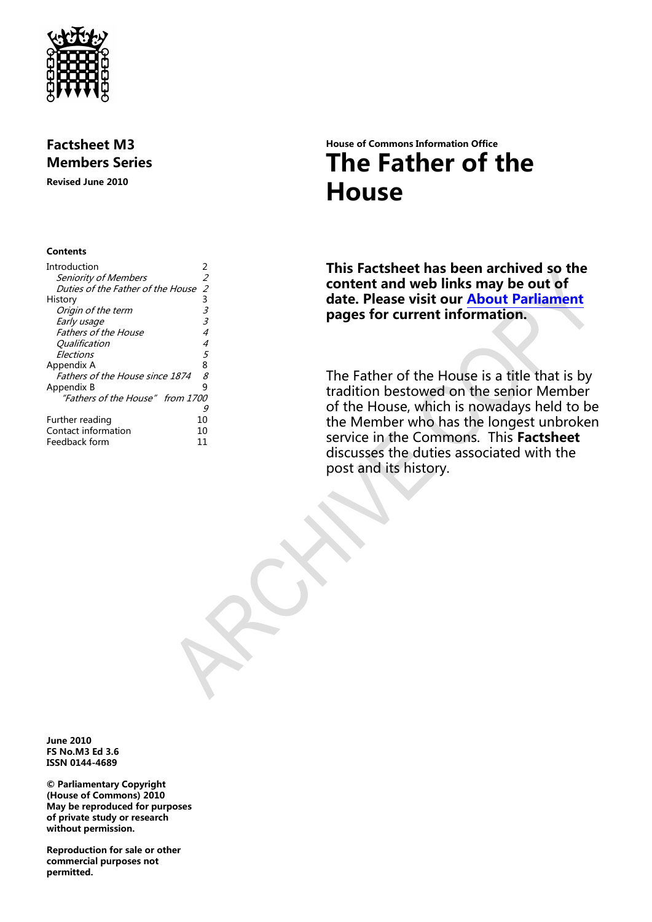**Factsheet M3**
**Members Series**

**Revised June 2010**

**House of Commons Information Office**

# The Father of the House

**Contents**

| | |
|---|---|
| Introduction | 2 |
| *Seniority of Members* | *2* |
| *Duties of the Father of the House* | *2* |
| History | 3 |
| *Origin of the term* | *3* |
| *Early usage* | *3* |
| *Fathers of the House* | *4* |
| *Qualification* | *4* |
| *Elections* | *5* |
| Appendix A | 8 |
| *Fathers of the House since 1874* | *8* |
| Appendix B | 9 |
| *"Fathers of the House" from 1700* | *9* |
| Further reading | 10 |
| Contact information | 10 |
| Feedback form | 11 |

**This Factsheet has been archived so the content and web links may be out of date. Please visit our About Parliament pages for current information.**

The Father of the House is a title that is by tradition bestowed on the senior Member of the House, which is nowadays held to be the Member who has the longest unbroken service in the Commons. This **Factsheet** discusses the duties associated with the post and its history.

**June 2010**
**FS No.M3 Ed 3.6**
**ISSN 0144-4689**

**© Parliamentary Copyright (House of Commons) 2010**
**May be reproduced for purposes of private study or research without permission.**

**Reproduction for sale or other commercial purposes not permitted.**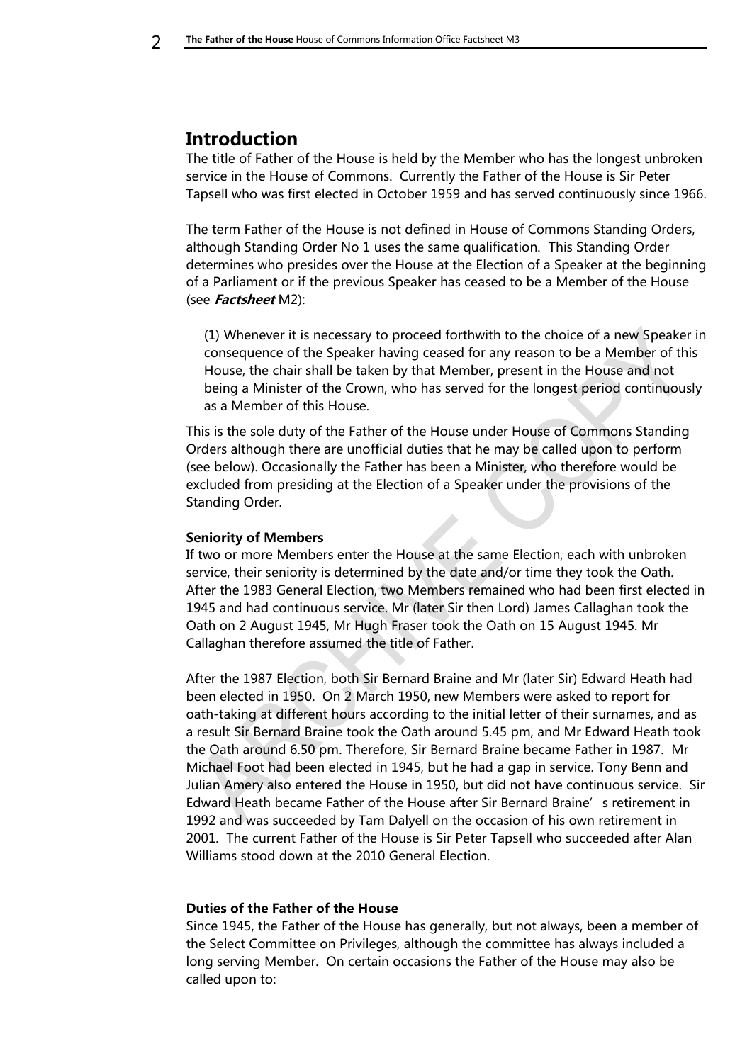## Introduction

The title of Father of the House is held by the Member who has the longest unbroken service in the House of Commons. Currently the Father of the House is Sir Peter Tapsell who was first elected in October 1959 and has served continuously since 1966.

The term Father of the House is not defined in House of Commons Standing Orders, although Standing Order No 1 uses the same qualification. This Standing Order determines who presides over the House at the Election of a Speaker at the beginning of a Parliament or if the previous Speaker has ceased to be a Member of the House (see ***Factsheet*** M2):

> (1) Whenever it is necessary to proceed forthwith to the choice of a new Speaker in consequence of the Speaker having ceased for any reason to be a Member of this House, the chair shall be taken by that Member, present in the House and not being a Minister of the Crown, who has served for the longest period continuously as a Member of this House.

This is the sole duty of the Father of the House under House of Commons Standing Orders although there are unofficial duties that he may be called upon to perform (see below). Occasionally the Father has been a Minister, who therefore would be excluded from presiding at the Election of a Speaker under the provisions of the Standing Order.

### Seniority of Members

If two or more Members enter the House at the same Election, each with unbroken service, their seniority is determined by the date and/or time they took the Oath. After the 1983 General Election, two Members remained who had been first elected in 1945 and had continuous service. Mr (later Sir then Lord) James Callaghan took the Oath on 2 August 1945, Mr Hugh Fraser took the Oath on 15 August 1945. Mr Callaghan therefore assumed the title of Father.

After the 1987 Election, both Sir Bernard Braine and Mr (later Sir) Edward Heath had been elected in 1950. On 2 March 1950, new Members were asked to report for oath-taking at different hours according to the initial letter of their surnames, and as a result Sir Bernard Braine took the Oath around 5.45 pm, and Mr Edward Heath took the Oath around 6.50 pm. Therefore, Sir Bernard Braine became Father in 1987. Mr Michael Foot had been elected in 1945, but he had a gap in service. Tony Benn and Julian Amery also entered the House in 1950, but did not have continuous service. Sir Edward Heath became Father of the House after Sir Bernard Braine's retirement in 1992 and was succeeded by Tam Dalyell on the occasion of his own retirement in 2001. The current Father of the House is Sir Peter Tapsell who succeeded after Alan Williams stood down at the 2010 General Election.

### Duties of the Father of the House

Since 1945, the Father of the House has generally, but not always, been a member of the Select Committee on Privileges, although the committee has always included a long serving Member. On certain occasions the Father of the House may also be called upon to: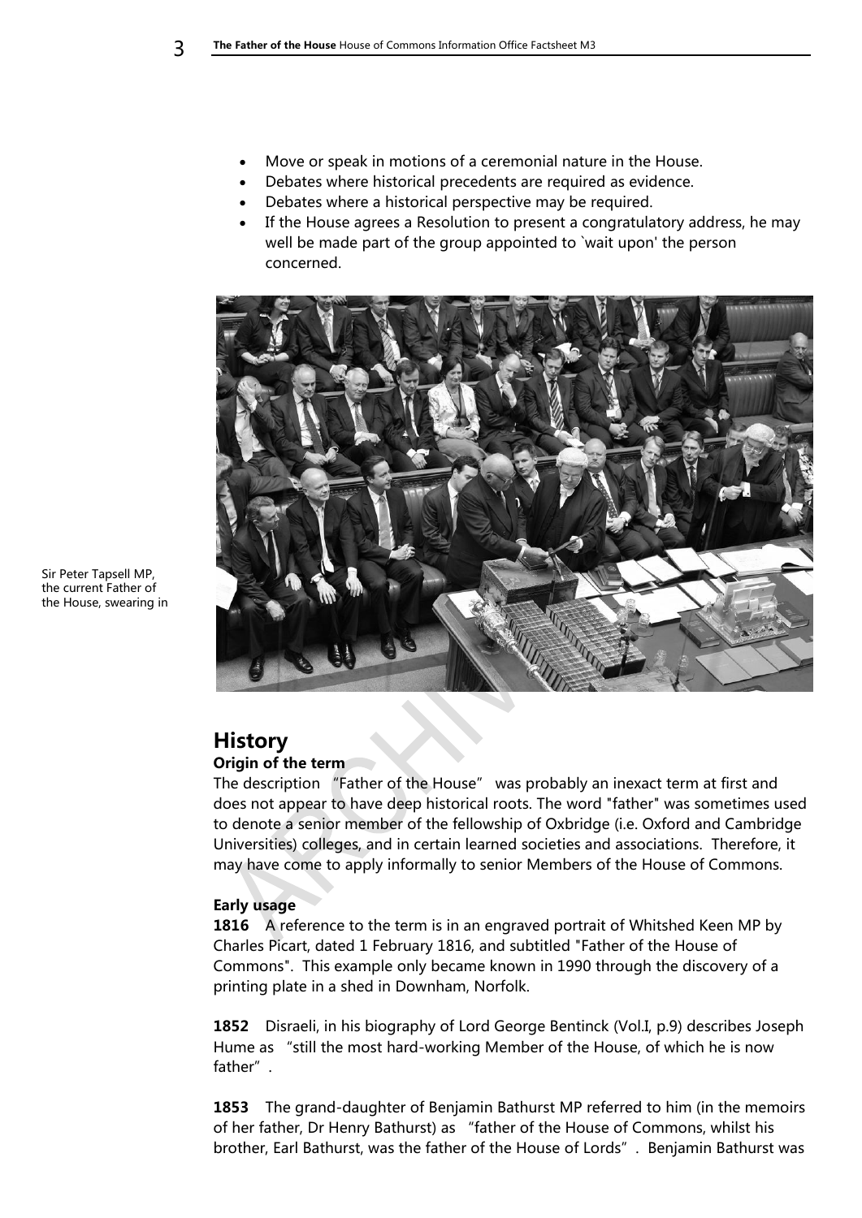- Move or speak in motions of a ceremonial nature in the House.
- Debates where historical precedents are required as evidence.
- Debates where a historical perspective may be required.
- If the House agrees a Resolution to present a congratulatory address, he may well be made part of the group appointed to `wait upon' the person concerned.

Sir Peter Tapsell MP, the current Father of the House, swearing in

## History

### Origin of the term

The description "Father of the House" was probably an inexact term at first and does not appear to have deep historical roots. The word "father" was sometimes used to denote a senior member of the fellowship of Oxbridge (i.e. Oxford and Cambridge Universities) colleges, and in certain learned societies and associations. Therefore, it may have come to apply informally to senior Members of the House of Commons.

### Early usage

**1816** A reference to the term is in an engraved portrait of Whitshed Keen MP by Charles Picart, dated 1 February 1816, and subtitled "Father of the House of Commons". This example only became known in 1990 through the discovery of a printing plate in a shed in Downham, Norfolk.

**1852** Disraeli, in his biography of Lord George Bentinck (Vol.I, p.9) describes Joseph Hume as "still the most hard-working Member of the House, of which he is now father".

**1853** The grand-daughter of Benjamin Bathurst MP referred to him (in the memoirs of her father, Dr Henry Bathurst) as "father of the House of Commons, whilst his brother, Earl Bathurst, was the father of the House of Lords". Benjamin Bathurst was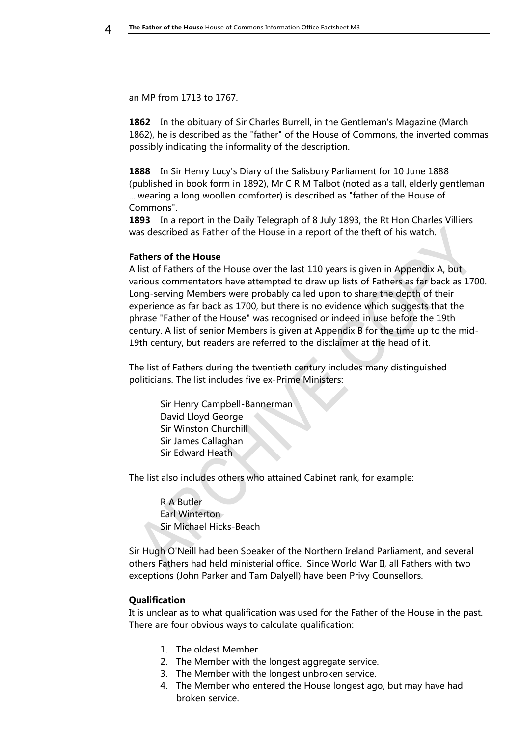an MP from 1713 to 1767.

**1862** In the obituary of Sir Charles Burrell, in the Gentleman's Magazine (March 1862), he is described as the "father" of the House of Commons, the inverted commas possibly indicating the informality of the description.

**1888** In Sir Henry Lucy's Diary of the Salisbury Parliament for 10 June 1888 (published in book form in 1892), Mr C R M Talbot (noted as a tall, elderly gentleman ... wearing a long woollen comforter) is described as "father of the House of Commons".

**1893** In a report in the Daily Telegraph of 8 July 1893, the Rt Hon Charles Villiers was described as Father of the House in a report of the theft of his watch.

**Fathers of the House**

A list of Fathers of the House over the last 110 years is given in Appendix A, but various commentators have attempted to draw up lists of Fathers as far back as 1700. Long-serving Members were probably called upon to share the depth of their experience as far back as 1700, but there is no evidence which suggests that the phrase "Father of the House" was recognised or indeed in use before the 19th century. A list of senior Members is given at Appendix B for the time up to the mid-19th century, but readers are referred to the disclaimer at the head of it.

The list of Fathers during the twentieth century includes many distinguished politicians. The list includes five ex-Prime Ministers:

Sir Henry Campbell-Bannerman
David Lloyd George
Sir Winston Churchill
Sir James Callaghan
Sir Edward Heath

The list also includes others who attained Cabinet rank, for example:

R A Butler
Earl Winterton
Sir Michael Hicks-Beach

Sir Hugh O'Neill had been Speaker of the Northern Ireland Parliament, and several others Fathers had held ministerial office. Since World War II, all Fathers with two exceptions (John Parker and Tam Dalyell) have been Privy Counsellors.

**Qualification**

It is unclear as to what qualification was used for the Father of the House in the past. There are four obvious ways to calculate qualification:

1. The oldest Member
2. The Member with the longest aggregate service.
3. The Member with the longest unbroken service.
4. The Member who entered the House longest ago, but may have had broken service.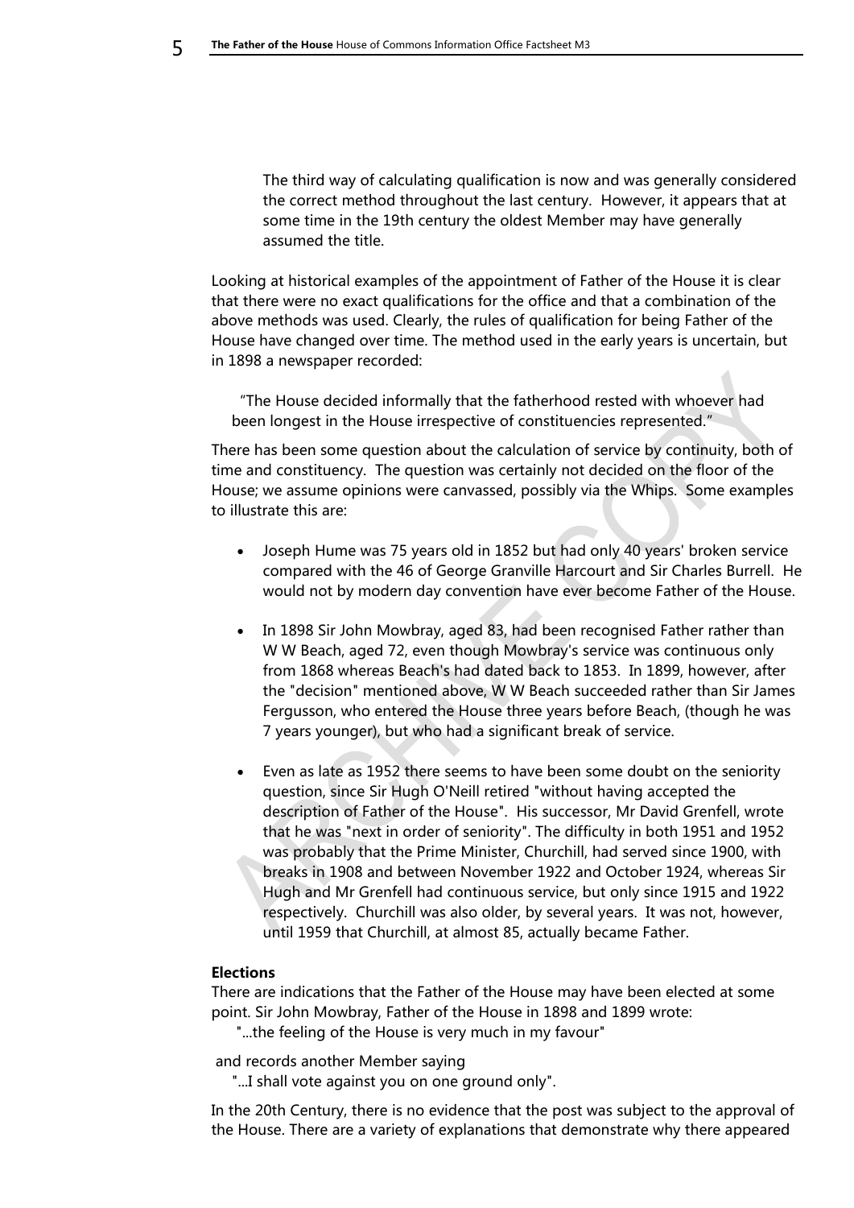The third way of calculating qualification is now and was generally considered the correct method throughout the last century. However, it appears that at some time in the 19th century the oldest Member may have generally assumed the title.

Looking at historical examples of the appointment of Father of the House it is clear that there were no exact qualifications for the office and that a combination of the above methods was used. Clearly, the rules of qualification for being Father of the House have changed over time. The method used in the early years is uncertain, but in 1898 a newspaper recorded:

> "The House decided informally that the fatherhood rested with whoever had been longest in the House irrespective of constituencies represented."

There has been some question about the calculation of service by continuity, both of time and constituency. The question was certainly not decided on the floor of the House; we assume opinions were canvassed, possibly via the Whips. Some examples to illustrate this are:

- Joseph Hume was 75 years old in 1852 but had only 40 years' broken service compared with the 46 of George Granville Harcourt and Sir Charles Burrell. He would not by modern day convention have ever become Father of the House.
- In 1898 Sir John Mowbray, aged 83, had been recognised Father rather than W W Beach, aged 72, even though Mowbray's service was continuous only from 1868 whereas Beach's had dated back to 1853. In 1899, however, after the "decision" mentioned above, W W Beach succeeded rather than Sir James Fergusson, who entered the House three years before Beach, (though he was 7 years younger), but who had a significant break of service.
- Even as late as 1952 there seems to have been some doubt on the seniority question, since Sir Hugh O'Neill retired "without having accepted the description of Father of the House". His successor, Mr David Grenfell, wrote that he was "next in order of seniority". The difficulty in both 1951 and 1952 was probably that the Prime Minister, Churchill, had served since 1900, with breaks in 1908 and between November 1922 and October 1924, whereas Sir Hugh and Mr Grenfell had continuous service, but only since 1915 and 1922 respectively. Churchill was also older, by several years. It was not, however, until 1959 that Churchill, at almost 85, actually became Father.

**Elections**

There are indications that the Father of the House may have been elected at some point. Sir John Mowbray, Father of the House in 1898 and 1899 wrote:

> "...the feeling of the House is very much in my favour"

and records another Member saying

> "...I shall vote against you on one ground only".

In the 20th Century, there is no evidence that the post was subject to the approval of the House. There are a variety of explanations that demonstrate why there appeared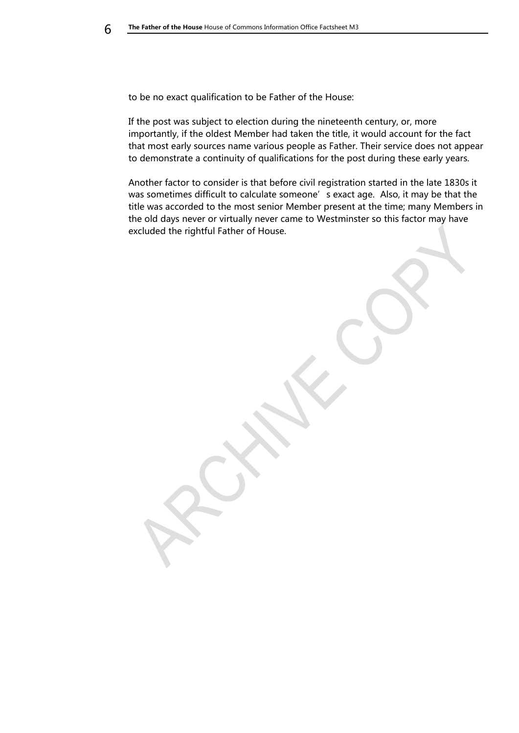to be no exact qualification to be Father of the House:

If the post was subject to election during the nineteenth century, or, more importantly, if the oldest Member had taken the title, it would account for the fact that most early sources name various people as Father. Their service does not appear to demonstrate a continuity of qualifications for the post during these early years.

Another factor to consider is that before civil registration started in the late 1830s it was sometimes difficult to calculate someone's exact age. Also, it may be that the title was accorded to the most senior Member present at the time; many Members in the old days never or virtually never came to Westminster so this factor may have excluded the rightful Father of House.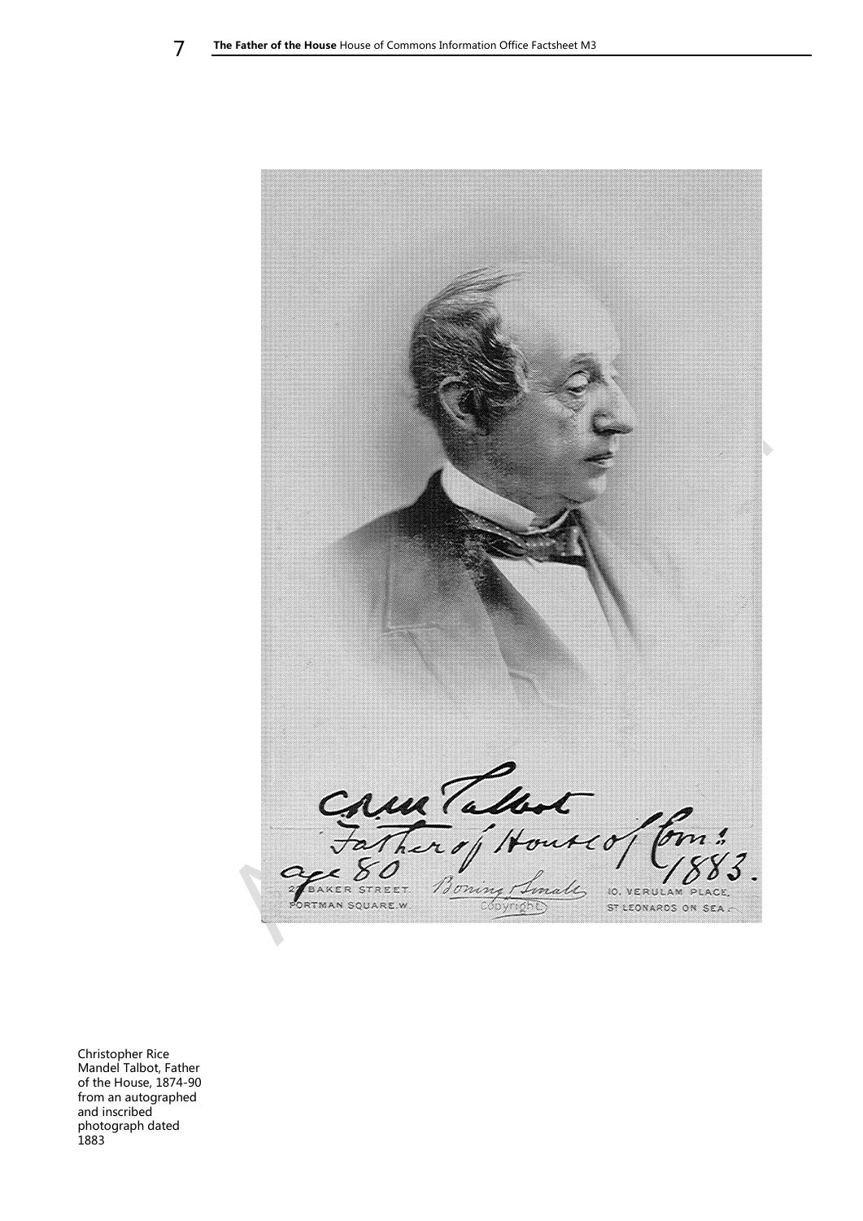Christopher Rice Mandel Talbot, Father of the House, 1874-90 from an autographed and inscribed photograph dated 1883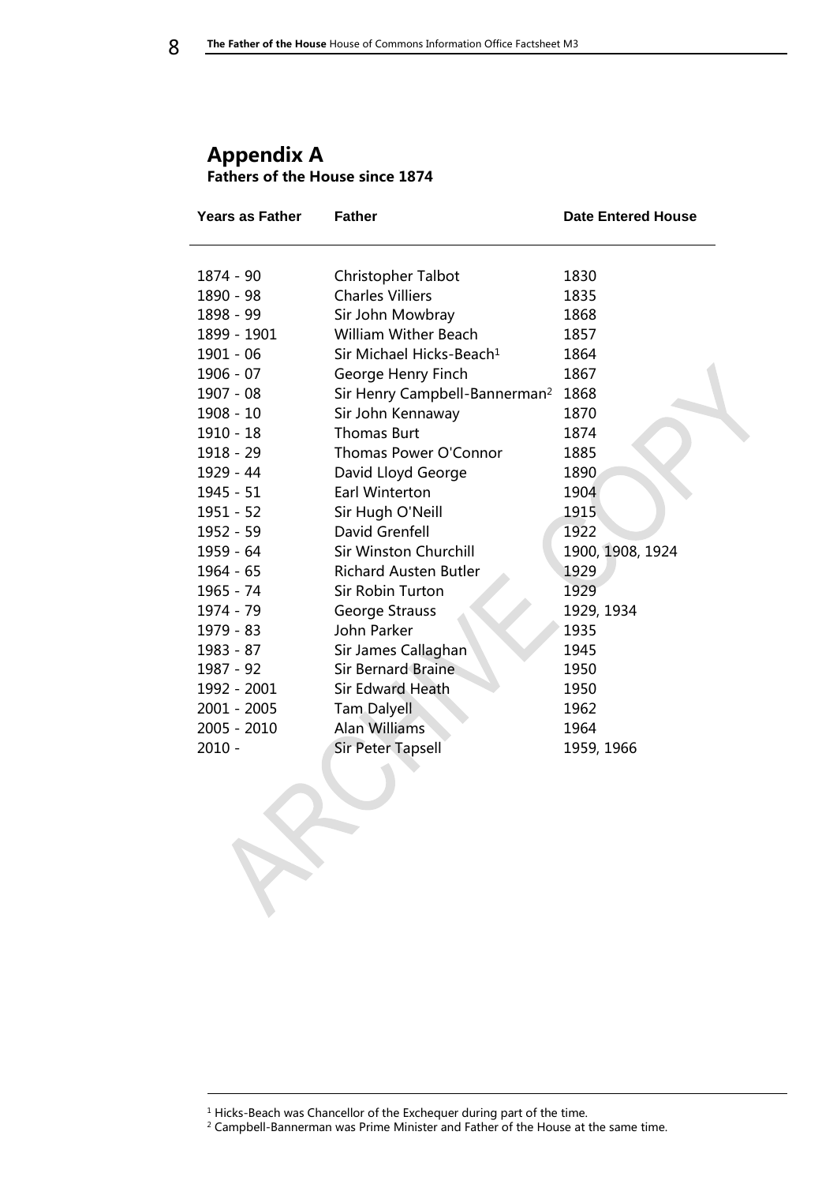# Appendix A

**Fathers of the House since 1874**

| Years as Father | Father | Date Entered House |
| --- | --- | --- |
| 1874 - 90 | Christopher Talbot | 1830 |
| 1890 - 98 | Charles Villiers | 1835 |
| 1898 - 99 | Sir John Mowbray | 1868 |
| 1899 - 1901 | William Wither Beach | 1857 |
| 1901 - 06 | Sir Michael Hicks-Beach[1] | 1864 |
| 1906 - 07 | George Henry Finch | 1867 |
| 1907 - 08 | Sir Henry Campbell-Bannerman[2] | 1868 |
| 1908 - 10 | Sir John Kennaway | 1870 |
| 1910 - 18 | Thomas Burt | 1874 |
| 1918 - 29 | Thomas Power O'Connor | 1885 |
| 1929 - 44 | David Lloyd George | 1890 |
| 1945 - 51 | Earl Winterton | 1904 |
| 1951 - 52 | Sir Hugh O'Neill | 1915 |
| 1952 - 59 | David Grenfell | 1922 |
| 1959 - 64 | Sir Winston Churchill | 1900, 1908, 1924 |
| 1964 - 65 | Richard Austen Butler | 1929 |
| 1965 - 74 | Sir Robin Turton | 1929 |
| 1974 - 79 | George Strauss | 1929, 1934 |
| 1979 - 83 | John Parker | 1935 |
| 1983 - 87 | Sir James Callaghan | 1945 |
| 1987 - 92 | Sir Bernard Braine | 1950 |
| 1992 - 2001 | Sir Edward Heath | 1950 |
| 2001 - 2005 | Tam Dalyell | 1962 |
| 2005 - 2010 | Alan Williams | 1964 |
| 2010 - | Sir Peter Tapsell | 1959, 1966 |

[1] Hicks-Beach was Chancellor of the Exchequer during part of the time.
[2] Campbell-Bannerman was Prime Minister and Father of the House at the same time.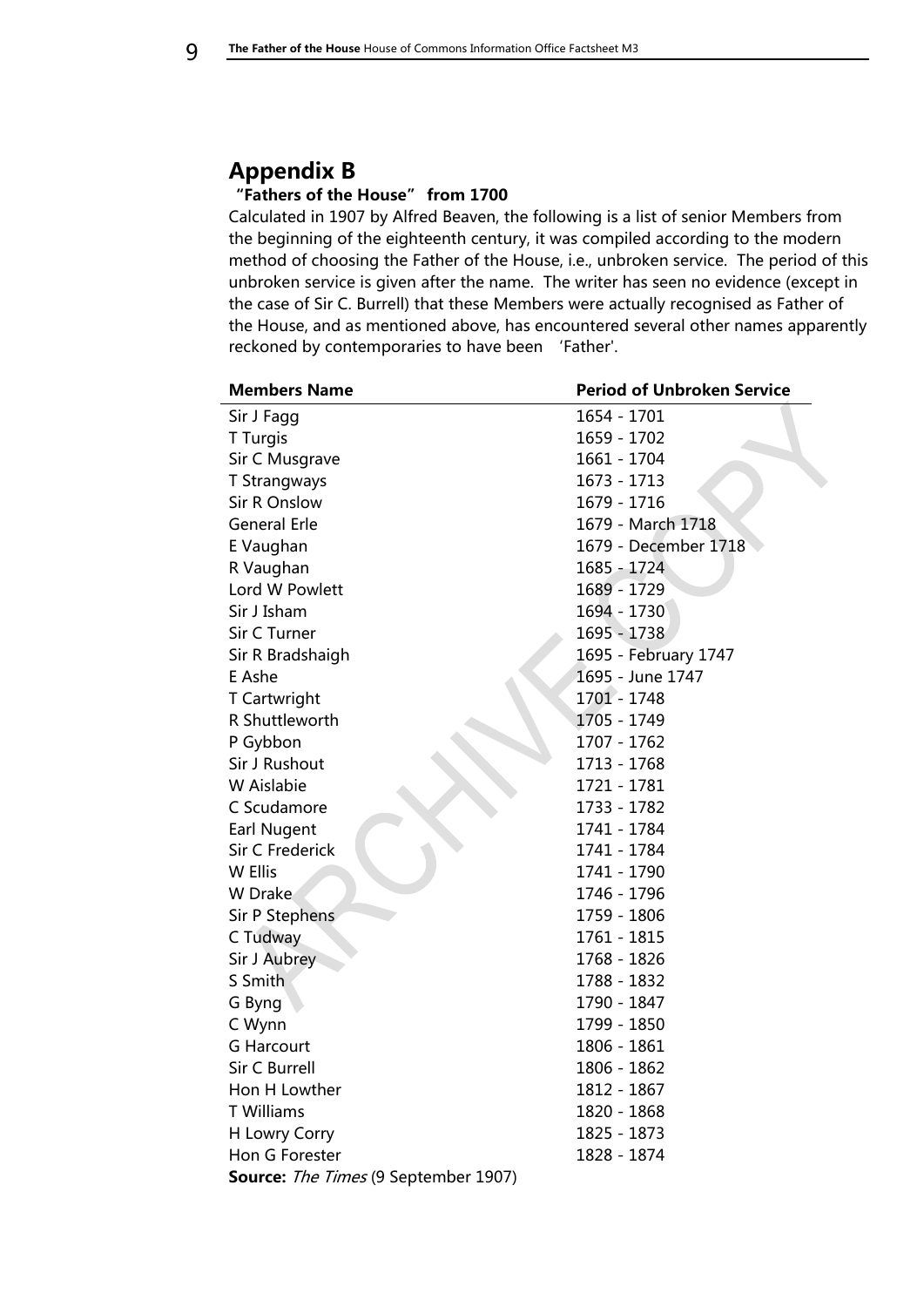## Appendix B

**"Fathers of the House" from 1700**

Calculated in 1907 by Alfred Beaven, the following is a list of senior Members from the beginning of the eighteenth century, it was compiled according to the modern method of choosing the Father of the House, i.e., unbroken service. The period of this unbroken service is given after the name. The writer has seen no evidence (except in the case of Sir C. Burrell) that these Members were actually recognised as Father of the House, and as mentioned above, has encountered several other names apparently reckoned by contemporaries to have been 'Father'.

| Members Name | Period of Unbroken Service |
|---|---|
| Sir J Fagg | 1654 - 1701 |
| T Turgis | 1659 - 1702 |
| Sir C Musgrave | 1661 - 1704 |
| T Strangways | 1673 - 1713 |
| Sir R Onslow | 1679 - 1716 |
| General Erle | 1679 - March 1718 |
| E Vaughan | 1679 - December 1718 |
| R Vaughan | 1685 - 1724 |
| Lord W Powlett | 1689 - 1729 |
| Sir J Isham | 1694 - 1730 |
| Sir C Turner | 1695 - 1738 |
| Sir R Bradshaigh | 1695 - February 1747 |
| E Ashe | 1695 - June 1747 |
| T Cartwright | 1701 - 1748 |
| R Shuttleworth | 1705 - 1749 |
| P Gybbon | 1707 - 1762 |
| Sir J Rushout | 1713 - 1768 |
| W Aislabie | 1721 - 1781 |
| C Scudamore | 1733 - 1782 |
| Earl Nugent | 1741 - 1784 |
| Sir C Frederick | 1741 - 1784 |
| W Ellis | 1741 - 1790 |
| W Drake | 1746 - 1796 |
| Sir P Stephens | 1759 - 1806 |
| C Tudway | 1761 - 1815 |
| Sir J Aubrey | 1768 - 1826 |
| S Smith | 1788 - 1832 |
| G Byng | 1790 - 1847 |
| C Wynn | 1799 - 1850 |
| G Harcourt | 1806 - 1861 |
| Sir C Burrell | 1806 - 1862 |
| Hon H Lowther | 1812 - 1867 |
| T Williams | 1820 - 1868 |
| H Lowry Corry | 1825 - 1873 |
| Hon G Forester | 1828 - 1874 |

**Source:** *The Times* (9 September 1907)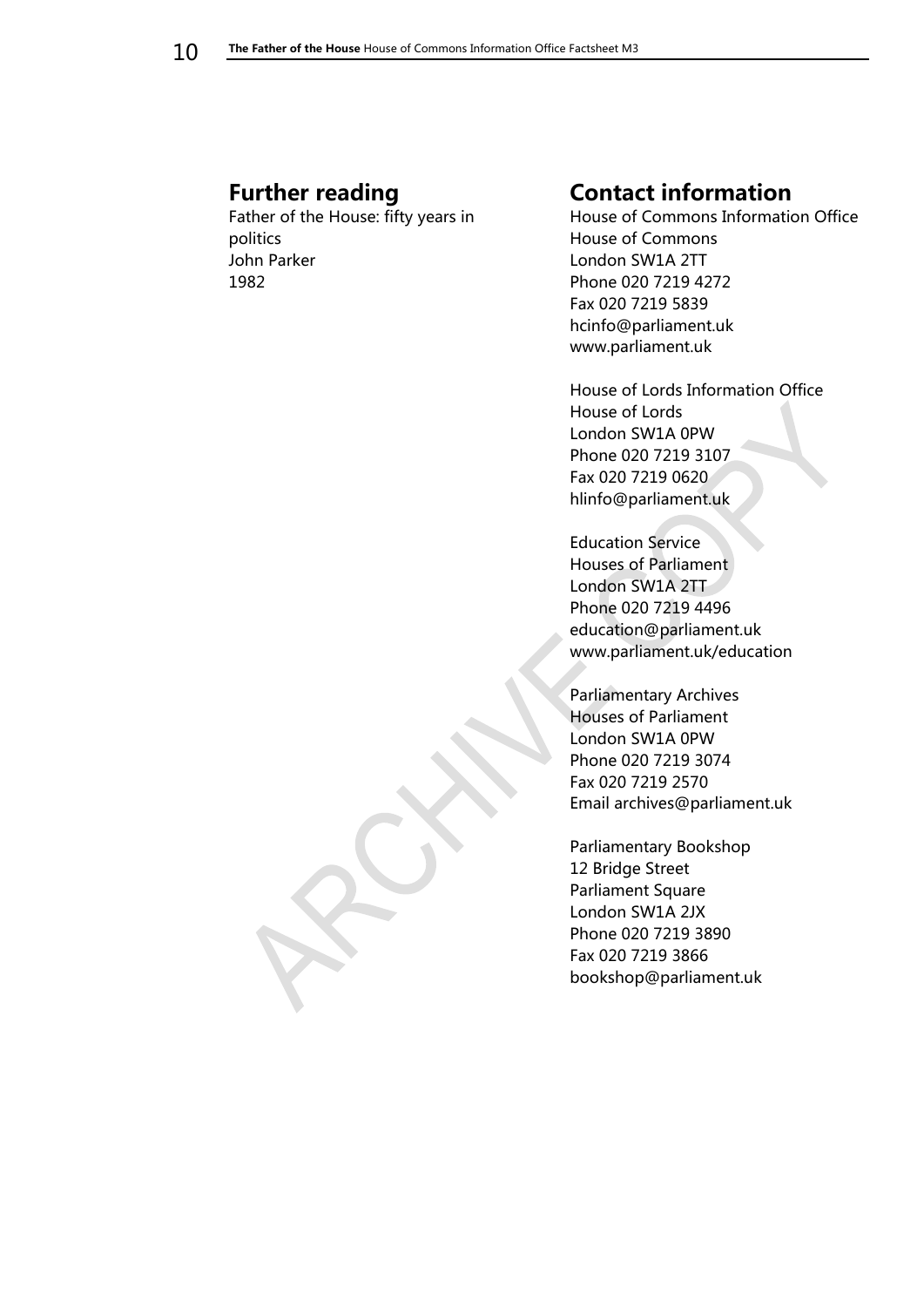## Further reading

Father of the House: fifty years in politics
John Parker
1982

## Contact information

House of Commons Information Office
House of Commons
London SW1A 2TT
Phone 020 7219 4272
Fax 020 7219 5839
hcinfo@parliament.uk
www.parliament.uk

House of Lords Information Office
House of Lords
London SW1A 0PW
Phone 020 7219 3107
Fax 020 7219 0620
hlinfo@parliament.uk

Education Service
Houses of Parliament
London SW1A 2TT
Phone 020 7219 4496
education@parliament.uk
www.parliament.uk/education

Parliamentary Archives
Houses of Parliament
London SW1A 0PW
Phone 020 7219 3074
Fax 020 7219 2570
Email archives@parliament.uk

Parliamentary Bookshop
12 Bridge Street
Parliament Square
London SW1A 2JX
Phone 020 7219 3890
Fax 020 7219 3866
bookshop@parliament.uk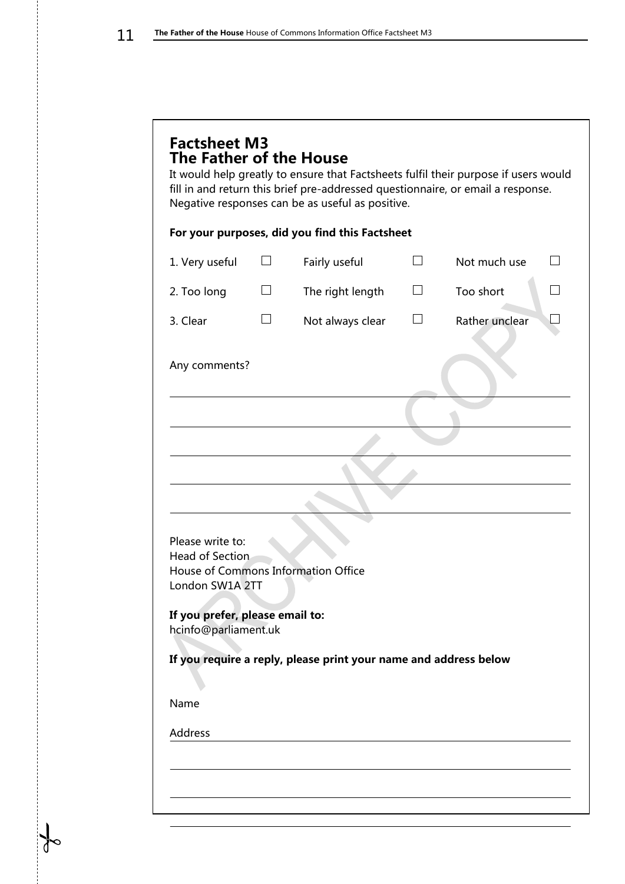# Factsheet M3
# The Father of the House

It would help greatly to ensure that Factsheets fulfil their purpose if users would fill in and return this brief pre-addressed questionnaire, or email a response. Negative responses can be as useful as positive.

**For your purposes, did you find this Factsheet**

| | | | | | |
|---|---|---|---|---|---|
| 1. Very useful | ☐ | Fairly useful | ☐ | Not much use | ☐ |
| 2. Too long | ☐ | The right length | ☐ | Too short | ☐ |
| 3. Clear | ☐ | Not always clear | ☐ | Rather unclear | ☐ |

Any comments?

Please write to:
Head of Section
House of Commons Information Office
London SW1A 2TT

**If you prefer, please email to:**
hcinfo@parliament.uk

**If you require a reply, please print your name and address below**

Name

Address